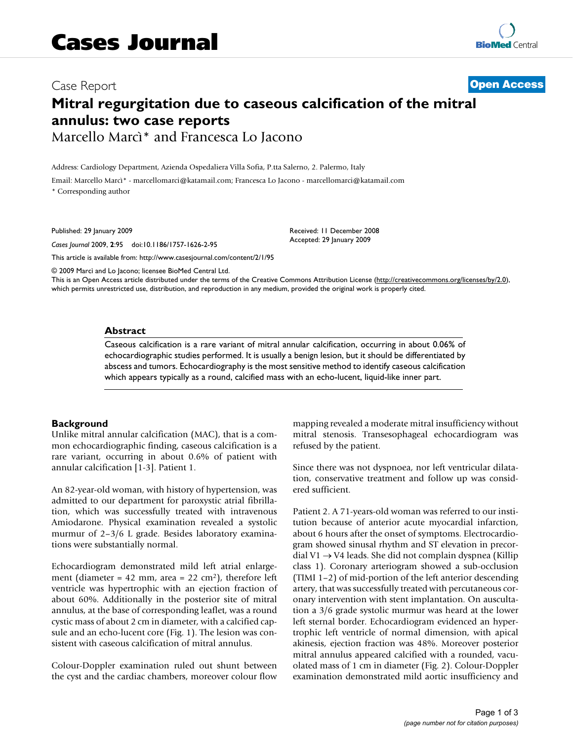# Cases Journal

Case Report

**Open Access**

# Mitral regurgitation due to caseous calcification of the mitral annulus: two case reports

Marcello Marcì* and Francesca Lo Jacono

Address: Cardiology Department, Azienda Ospedaliera Villa Sofia, P.tta Salerno, 2. Palermo, Italy

Email: Marcello Marcì* - marcellomarci@katamail.com; Francesca Lo Jacono - marcellomarci@katamail.com

* Corresponding author

Published: 29 January 2009

*Cases Journal* 2009, **2**:95 doi:10.1186/1757-1626-2-95

Received: 11 December 2008
Accepted: 29 January 2009

This article is available from: http://www.casesjournal.com/content/2/1/95

© 2009 Marcì and Lo Jacono; licensee BioMed Central Ltd.
This is an Open Access article distributed under the terms of the Creative Commons Attribution License (http://creativecommons.org/licenses/by/2.0), which permits unrestricted use, distribution, and reproduction in any medium, provided the original work is properly cited.

## Abstract

Caseous calcification is a rare variant of mitral annular calcification, occurring in about 0.06% of echocardiographic studies performed. It is usually a benign lesion, but it should be differentiated by abscess and tumors. Echocardiography is the most sensitive method to identify caseous calcification which appears typically as a round, calcified mass with an echo-lucent, liquid-like inner part.

## Background

Unlike mitral annular calcification (MAC), that is a common echocardiographic finding, caseous calcification is a rare variant, occurring in about 0.6% of patient with annular calcification [1-3]. Patient 1.

An 82-year-old woman, with history of hypertension, was admitted to our department for paroxystic atrial fibrillation, which was successfully treated with intravenous Amiodarone. Physical examination revealed a systolic murmur of 2–3/6 L grade. Besides laboratory examinations were substantially normal.

Echocardiogram demonstrated mild left atrial enlargement (diameter = 42 mm, area = 22 cm$^2$), therefore left ventricle was hypertrophic with an ejection fraction of about 60%. Additionally in the posterior site of mitral annulus, at the base of corresponding leaflet, was a round cystic mass of about 2 cm in diameter, with a calcified capsule and an echo-lucent core (Fig. 1). The lesion was consistent with caseous calcification of mitral annulus.

Colour-Doppler examination ruled out shunt between the cyst and the cardiac chambers, moreover colour flow mapping revealed a moderate mitral insufficiency without mitral stenosis. Transesophageal echocardiogram was refused by the patient.

Since there was not dyspnoea, nor left ventricular dilatation, conservative treatment and follow up was considered sufficient.

Patient 2. A 71-years-old woman was referred to our institution because of anterior acute myocardial infarction, about 6 hours after the onset of symptoms. Electrocardiogram showed sinusal rhythm and ST elevation in precordial V1 → V4 leads. She did not complain dyspnea (Killip class 1). Coronary arteriogram showed a sub-occlusion (TIMI 1–2) of mid-portion of the left anterior descending artery, that was successfully treated with percutaneous coronary intervention with stent implantation. On auscultation a 3/6 grade systolic murmur was heard at the lower left sternal border. Echocardiogram evidenced an hypertrophic left ventricle of normal dimension, with apical akinesis, ejection fraction was 48%. Moreover posterior mitral annulus appeared calcified with a rounded, vacuolated mass of 1 cm in diameter (Fig. 2). Colour-Doppler examination demonstrated mild aortic insufficiency and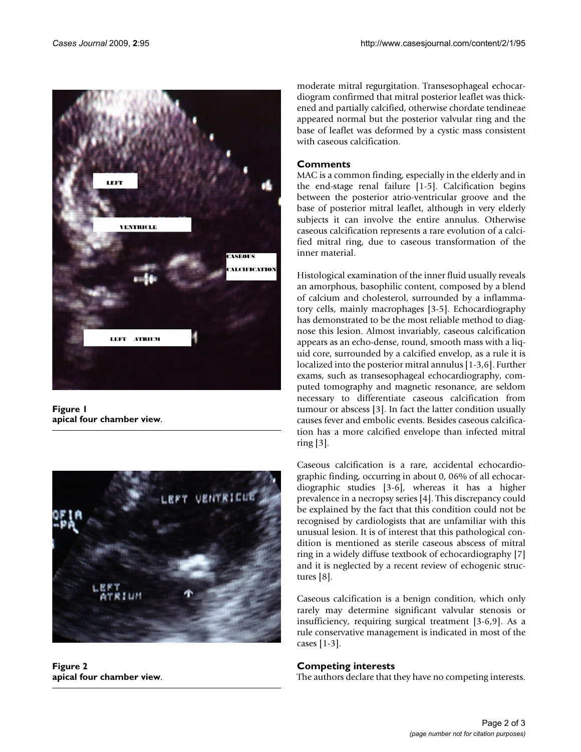**Figure 1**
**apical four chamber view**.

**Figure 2**
**apical four chamber view**.

moderate mitral regurgitation. Transesophageal echocardiogram confirmed that mitral posterior leaflet was thickened and partially calcified, otherwise chordate tendineae appeared normal but the posterior valvular ring and the base of leaflet was deformed by a cystic mass consistent with caseous calcification.

## Comments

MAC is a common finding, especially in the elderly and in the end-stage renal failure [1-5]. Calcification begins between the posterior atrio-ventricular groove and the base of posterior mitral leaflet, although in very elderly subjects it can involve the entire annulus. Otherwise caseous calcification represents a rare evolution of a calcified mitral ring, due to caseous transformation of the inner material.

Histological examination of the inner fluid usually reveals an amorphous, basophilic content, composed by a blend of calcium and cholesterol, surrounded by a inflammatory cells, mainly macrophages [3-5]. Echocardiography has demonstrated to be the most reliable method to diagnose this lesion. Almost invariably, caseous calcification appears as an echo-dense, round, smooth mass with a liquid core, surrounded by a calcified envelop, as a rule it is localized into the posterior mitral annulus [1-3,6]. Further exams, such as transesophageal echocardiography, computed tomography and magnetic resonance, are seldom necessary to differentiate caseous calcification from tumour or abscess [3]. In fact the latter condition usually causes fever and embolic events. Besides caseous calcification has a more calcified envelope than infected mitral ring [3].

Caseous calcification is a rare, accidental echocardiographic finding, occurring in about 0, 06% of all echocardiographic studies [3-6], whereas it has a higher prevalence in a necropsy series [4]. This discrepancy could be explained by the fact that this condition could not be recognised by cardiologists that are unfamiliar with this unusual lesion. It is of interest that this pathological condition is mentioned as sterile caseous abscess of mitral ring in a widely diffuse textbook of echocardiography [7] and it is neglected by a recent review of echogenic structures [8].

Caseous calcification is a benign condition, which only rarely may determine significant valvular stenosis or insufficiency, requiring surgical treatment [3-6,9]. As a rule conservative management is indicated in most of the cases [1-3].

## Competing interests

The authors declare that they have no competing interests.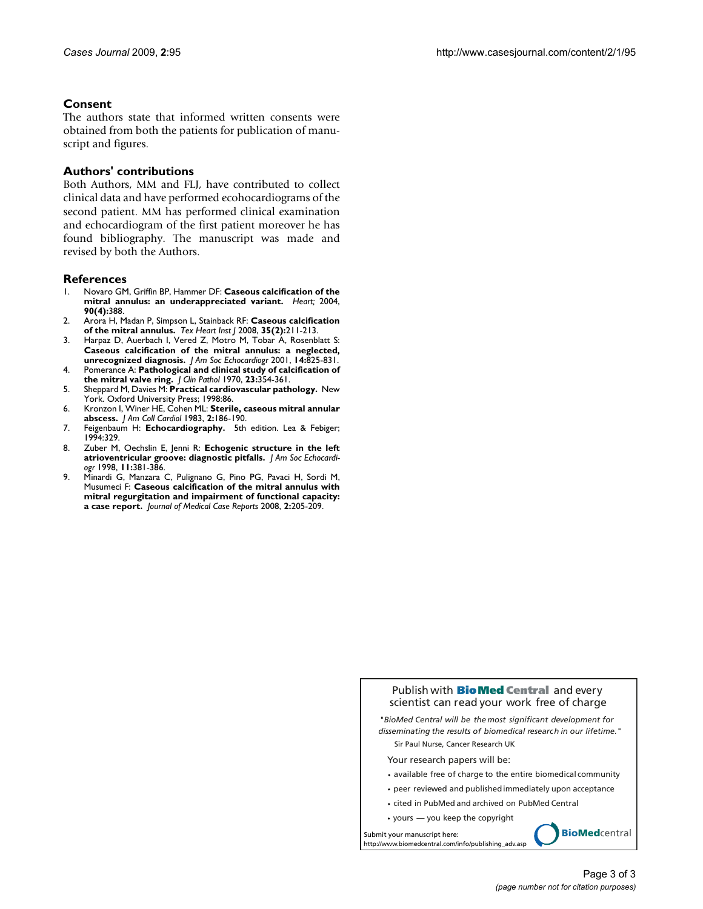## Consent

The authors state that informed written consents were obtained from both the patients for publication of manuscript and figures.

## Authors' contributions

Both Authors, MM and FLJ, have contributed to collect clinical data and have performed ecohocardiograms of the second patient. MM has performed clinical examination and echocardiogram of the first patient moreover he has found bibliography. The manuscript was made and revised by both the Authors.

## References

1. Novaro GM, Griffin BP, Hammer DF: **Caseous calcification of the mitral annulus: an underappreciated variant.** *Heart;* 2004, **90(4):**388.
2. Arora H, Madan P, Simpson L, Stainback RF: **Caseous calcification of the mitral annulus.** *Tex Heart Inst J* 2008, **35(2):**211-213.
3. Harpaz D, Auerbach I, Vered Z, Motro M, Tobar A, Rosenblatt S: **Caseous calcification of the mitral annulus: a neglected, unrecognized diagnosis.** *J Am Soc Echocardiogr* 2001, **14:**825-831.
4. Pomerance A: **Pathological and clinical study of calcification of the mitral valve ring.** *J Clin Pathol* 1970, **23:**354-361.
5. Sheppard M, Davies M: **Practical cardiovascular pathology.** New York. Oxford University Press; 1998:86.
6. Kronzon I, Winer HE, Cohen ML: **Sterile, caseous mitral annular abscess.** *J Am Coll Cardiol* 1983, **2:**186-190.
7. Feigenbaum H: **Echocardiography.** 5th edition. Lea & Febiger; 1994:329.
8. Zuber M, Oechslin E, Jenni R: **Echogenic structure in the left atrioventricular groove: diagnostic pitfalls.** *J Am Soc Echocardiogr* 1998, **11:**381-386.
9. Minardi G, Manzara C, Pulignano G, Pino PG, Pavaci H, Sordi M, Musumeci F: **Caseous calcification of the mitral annulus with mitral regurgitation and impairment of functional capacity: a case report.** *Journal of Medical Case Reports* 2008, **2:**205-209.

Publish with **BioMed Central** and every scientist can read your work free of charge

*"BioMed Central will be the most significant development for disseminating the results of biomedical research in our lifetime."*
Sir Paul Nurse, Cancer Research UK

Your research papers will be:

- available free of charge to the entire biomedical community
- peer reviewed and published immediately upon acceptance
- cited in PubMed and archived on PubMed Central
- yours — you keep the copyright

Submit your manuscript here:
http://www.biomedcentral.com/info/publishing_adv.asp

**BioMed**central